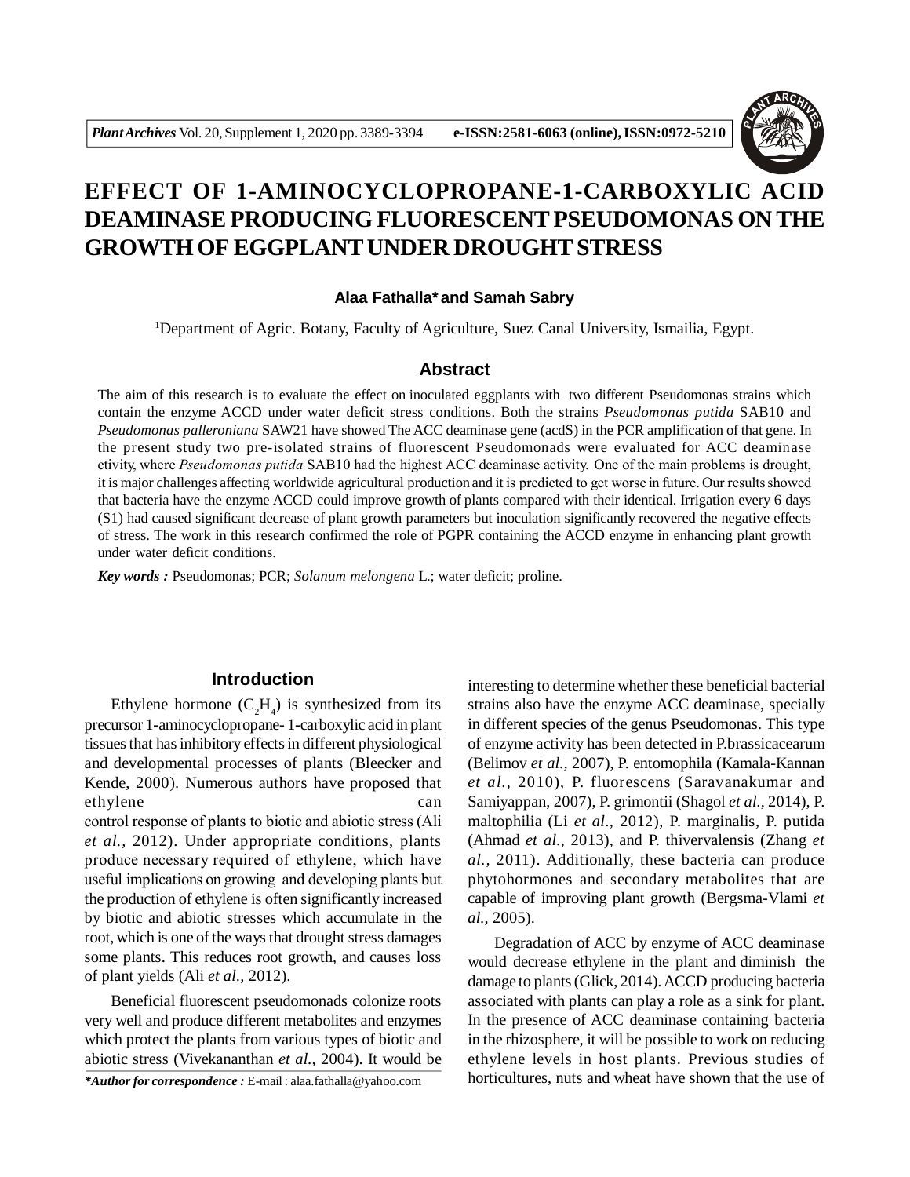# EFFECT OF 1-AMINOCYCLOPROPANE-1-CARBOXYLIC ACID DEAMINASE PRODUCING FLUORESCENT PSEUDOMONAS ON THE GROWTH OF EGGPLANT UNDER DROUGHT STRESS

**Alaa Fathalla\* and Samah Sabry**

[1]Department of Agric. Botany, Faculty of Agriculture, Suez Canal University, Ismailia, Egypt.

## Abstract

The aim of this research is to evaluate the effect on inoculated eggplants with two different Pseudomonas strains which contain the enzyme ACCD under water deficit stress conditions. Both the strains *Pseudomonas putida* SAB10 and *Pseudomonas palleroniana* SAW21 have showed The ACC deaminase gene (acdS) in the PCR amplification of that gene. In the present study two pre-isolated strains of fluorescent Pseudomonads were evaluated for ACC deaminase ctivity, where *Pseudomonas putida* SAB10 had the highest ACC deaminase activity. One of the main problems is drought, it is major challenges affecting worldwide agricultural production and it is predicted to get worse in future. Our results showed that bacteria have the enzyme ACCD could improve growth of plants compared with their identical. Irrigation every 6 days (S1) had caused significant decrease of plant growth parameters but inoculation significantly recovered the negative effects of stress. The work in this research confirmed the role of PGPR containing the ACCD enzyme in enhancing plant growth under water deficit conditions.

***Key words :*** Pseudomonas; PCR; *Solanum melongena* L.; water deficit; proline.

## Introduction

Ethylene hormone ($C_2H_4$) is synthesized from its precursor 1-aminocyclopropane- 1-carboxylic acid in plant tissues that has inhibitory effects in different physiological and developmental processes of plants (Bleecker and Kende, 2000). Numerous authors have proposed that ethylene can control response of plants to biotic and abiotic stress (Ali *et al.,* 2012). Under appropriate conditions, plants produce necessary required of ethylene, which have useful implications on growing and developing plants but the production of ethylene is often significantly increased by biotic and abiotic stresses which accumulate in the root, which is one of the ways that drought stress damages some plants. This reduces root growth, and causes loss of plant yields (Ali *et al.,* 2012).

Beneficial fluorescent pseudomonads colonize roots very well and produce different metabolites and enzymes which protect the plants from various types of biotic and abiotic stress (Vivekananthan *et al.,* 2004). It would be interesting to determine whether these beneficial bacterial strains also have the enzyme ACC deaminase, specially in different species of the genus Pseudomonas. This type of enzyme activity has been detected in P.brassicacearum (Belimov *et al.,* 2007), P. entomophila (Kamala-Kannan *et al.,* 2010), P. fluorescens (Saravanakumar and Samiyappan, 2007), P. grimontii (Shagol *et al.,* 2014), P. maltophilia (Li *et al.,* 2012), P. marginalis, P. putida (Ahmad *et al.,* 2013), and P. thivervalensis (Zhang *et al.,* 2011). Additionally, these bacteria can produce phytohormones and secondary metabolites that are capable of improving plant growth (Bergsma-Vlami *et al.,* 2005).

Degradation of ACC by enzyme of ACC deaminase would decrease ethylene in the plant and diminish the damage to plants (Glick, 2014). ACCD producing bacteria associated with plants can play a role as a sink for plant. In the presence of ACC deaminase containing bacteria in the rhizosphere, it will be possible to work on reducing ethylene levels in host plants. Previous studies of horticultures, nuts and wheat have shown that the use of

***\*Author for correspondence :*** E-mail : alaa.fathalla@yahoo.com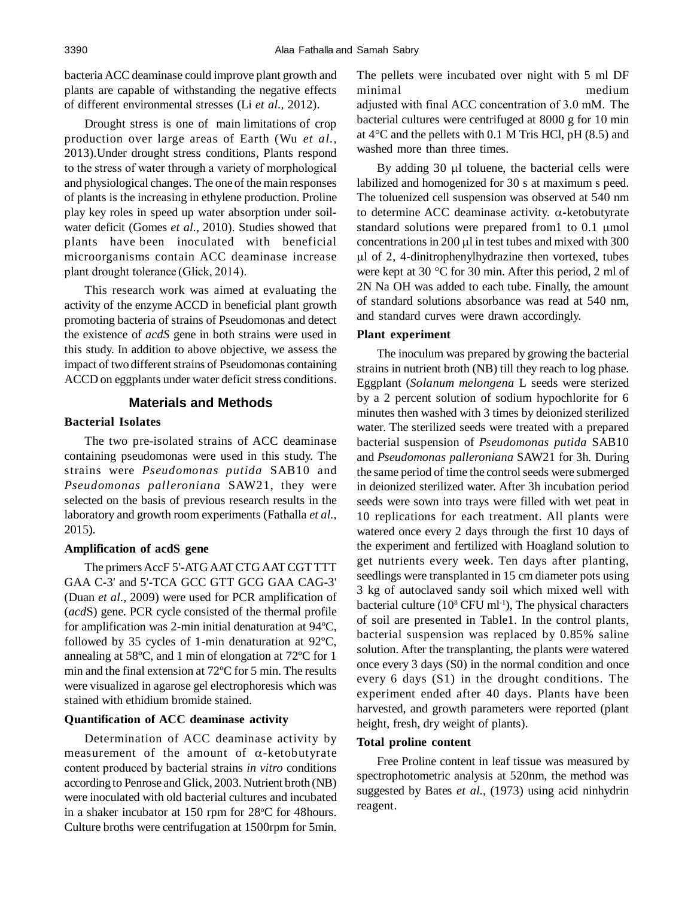bacteria ACC deaminase could improve plant growth and plants are capable of withstanding the negative effects of different environmental stresses (Li *et al.,* 2012).

Drought stress is one of main limitations of crop production over large areas of Earth (Wu *et al.,* 2013).Under drought stress conditions, Plants respond to the stress of water through a variety of morphological and physiological changes. The one of the main responses of plants is the increasing in ethylene production. Proline play key roles in speed up water absorption under soil-water deficit (Gomes *et al.,* 2010). Studies showed that plants have been inoculated with beneficial microorganisms contain ACC deaminase increase plant drought tolerance (Glick, 2014).

This research work was aimed at evaluating the activity of the enzyme ACCD in beneficial plant growth promoting bacteria of strains of Pseudomonas and detect the existence of *acdS* gene in both strains were used in this study. In addition to above objective, we assess the impact of two different strains of Pseudomonas containing ACCD on eggplants under water deficit stress conditions.

## Materials and Methods

### Bacterial Isolates

The two pre-isolated strains of ACC deaminase containing pseudomonas were used in this study. The strains were *Pseudomonas putida* SAB10 and *Pseudomonas palleroniana* SAW21, they were selected on the basis of previous research results in the laboratory and growth room experiments (Fathalla *et al.,* 2015).

### Amplification of acdS gene

The primers AccF 5'-ATG AAT CTG AAT CGT TTT GAA C-3' and 5'-TCA GCC GTT GCG GAA CAG-3' (Duan *et al.,* 2009) were used for PCR amplification of (*acd*S) gene. PCR cycle consisted of the thermal profile for amplification was 2-min initial denaturation at 94ºC, followed by 35 cycles of 1-min denaturation at 92ºC, annealing at 58ºC, and 1 min of elongation at 72ºC for 1 min and the final extension at 72ºC for 5 min. The results were visualized in agarose gel electrophoresis which was stained with ethidium bromide stained.

### Quantification of ACC deaminase activity

Determination of ACC deaminase activity by measurement of the amount of $\alpha$-ketobutyrate content produced by bacterial strains *in vitro* conditions according to Penrose and Glick, 2003. Nutrient broth (NB) were inoculated with old bacterial cultures and incubated in a shaker incubator at 150 rpm for 28°C for 48hours. Culture broths were centrifugation at 1500rpm for 5min. The pellets were incubated over night with 5 ml DF minimal medium adjusted with final ACC concentration of 3.0 mM. The bacterial cultures were centrifuged at 8000 g for 10 min at 4°C and the pellets with 0.1 M Tris HCl, pH (8.5) and washed more than three times.

By adding 30 µl toluene, the bacterial cells were labilized and homogenized for 30 s at maximum s peed. The toluenized cell suspension was observed at 540 nm to determine ACC deaminase activity. $\alpha$-ketobutyrate standard solutions were prepared from1 to 0.1 µmol concentrations in 200 µl in test tubes and mixed with 300 µl of 2, 4-dinitrophenylhydrazine then vortexed, tubes were kept at 30 °C for 30 min. After this period, 2 ml of 2N Na OH was added to each tube. Finally, the amount of standard solutions absorbance was read at 540 nm, and standard curves were drawn accordingly.

### Plant experiment

The inoculum was prepared by growing the bacterial strains in nutrient broth (NB) till they reach to log phase. Eggplant (*Solanum melongena* L seeds were sterized by a 2 percent solution of sodium hypochlorite for 6 minutes then washed with 3 times by deionized sterilized water. The sterilized seeds were treated with a prepared bacterial suspension of *Pseudomonas putida* SAB10 and *Pseudomonas palleroniana* SAW21 for 3h. During the same period of time the control seeds were submerged in deionized sterilized water. After 3h incubation period seeds were sown into trays were filled with wet peat in 10 replications for each treatment. All plants were watered once every 2 days through the first 10 days of the experiment and fertilized with Hoagland solution to get nutrients every week. Ten days after planting, seedlings were transplanted in 15 cm diameter pots using 3 kg of autoclaved sandy soil which mixed well with bacterial culture ($10^8$ CFU $ml^{-1}$), The physical characters of soil are presented in Table1. In the control plants, bacterial suspension was replaced by 0.85% saline solution. After the transplanting, the plants were watered once every 3 days (S0) in the normal condition and once every 6 days (S1) in the drought conditions. The experiment ended after 40 days. Plants have been harvested, and growth parameters were reported (plant height, fresh, dry weight of plants).

### Total proline content

Free Proline content in leaf tissue was measured by spectrophotometric analysis at 520nm, the method was suggested by Bates *et al.,* (1973) using acid ninhydrin reagent.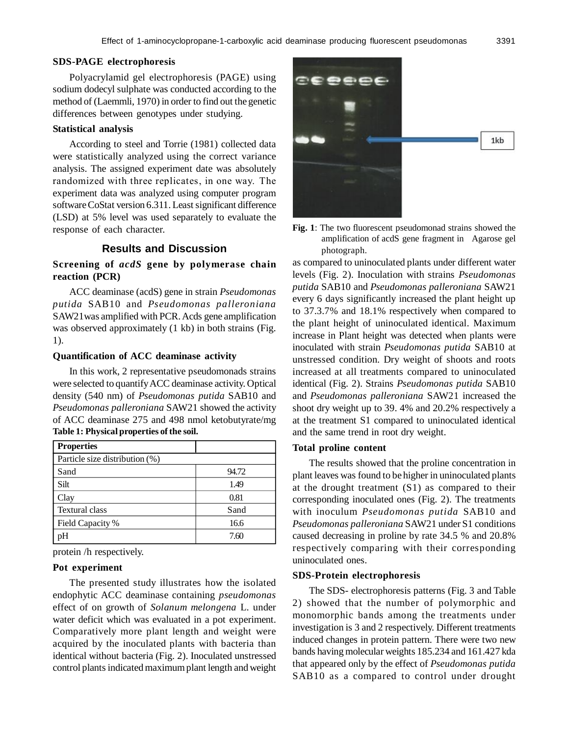### SDS-PAGE electrophoresis

Polyacrylamid gel electrophoresis (PAGE) using sodium dodecyl sulphate was conducted according to the method of (Laemmli, 1970) in order to find out the genetic differences between genotypes under studying.

### Statistical analysis

According to steel and Torrie (1981) collected data were statistically analyzed using the correct variance analysis. The assigned experiment date was absolutely randomized with three replicates, in one way. The experiment data was analyzed using computer program software CoStat version 6.311. Least significant difference (LSD) at 5% level was used separately to evaluate the response of each character.

## Results and Discussion

### Screening of *acdS* gene by polymerase chain reaction (PCR)

ACC deaminase (acdS) gene in strain *Pseudomonas putida* SAB10 and *Pseudomonas palleroniana* SAW21was amplified with PCR. Acds gene amplification was observed approximately (1 kb) in both strains (Fig. 1).

### Quantification of ACC deaminase activity

In this work, 2 representative pseudomonads strains were selected to quantify ACC deaminase activity. Optical density (540 nm) of *Pseudomonas putida* SAB10 and *Pseudomonas palleroniana* SAW21 showed the activity of ACC deaminase 275 and 498 nmol ketobutyrate/mg protein /h respectively.

**Table 1: Physical properties of the soil.**

| Properties | |
|---|---|
| Particle size distribution (%) | |
| Sand | 94.72 |
| Silt | 1.49 |
| Clay | 0.81 |
| Textural class | Sand |
| Field Capacity % | 16.6 |
| pH | 7.60 |

### Pot experiment

The presented study illustrates how the isolated endophytic ACC deaminase containing *pseudomonas* effect of on growth of *Solanum melongena* L. under water deficit which was evaluated in a pot experiment. Comparatively more plant length and weight were acquired by the inoculated plants with bacteria than identical without bacteria (Fig. 2). Inoculated unstressed control plants indicated maximum plant length and weight as compared to uninoculated plants under different water levels (Fig. 2). Inoculation with strains *Pseudomonas putida* SAB10 and *Pseudomonas palleroniana* SAW21 every 6 days significantly increased the plant height up to 37.3.7% and 18.1% respectively when compared to the plant height of uninoculated identical. Maximum increase in Plant height was detected when plants were inoculated with strain *Pseudomonas putida* SAB10 at unstressed condition. Dry weight of shoots and roots increased at all treatments compared to uninoculated identical (Fig. 2). Strains *Pseudomonas putida* SAB10 and *Pseudomonas palleroniana* SAW21 increased the shoot dry weight up to 39. 4% and 20.2% respectively a at the treatment S1 compared to uninoculated identical and the same trend in root dry weight.

**Fig. 1**: The two fluorescent pseudomonad strains showed the amplification of acdS gene fragment in Agarose gel photograph.

### Total proline content

The results showed that the proline concentration in plant leaves was found to be higher in uninoculated plants at the drought treatment (S1) as compared to their corresponding inoculated ones (Fig. 2). The treatments with inoculum *Pseudomonas putida* SAB10 and *Pseudomonas palleroniana* SAW21 under S1 conditions caused decreasing in proline by rate 34.5 % and 20.8% respectively comparing with their corresponding uninoculated ones.

### SDS-Protein electrophoresis

The SDS- electrophoresis patterns (Fig. 3 and Table 2) showed that the number of polymorphic and monomorphic bands among the treatments under investigation is 3 and 2 respectively. Different treatments induced changes in protein pattern. There were two new bands having molecular weights 185.234 and 161.427 kda that appeared only by the effect of *Pseudomonas putida* SAB10 as a compared to control under drought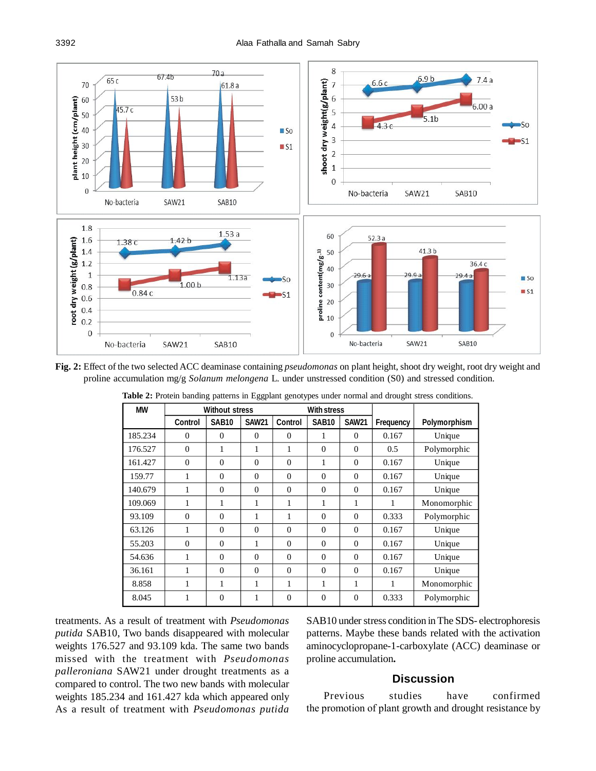**Fig. 2:** Effect of the two selected ACC deaminase containing *pseudomonas* on plant height, shoot dry weight, root dry weight and proline accumulation mg/g *Solanum melongena* L. under unstressed condition (S0) and stressed condition.

**Table 2:** Protein banding patterns in Eggplant genotypes under normal and drought stress conditions.

| MW | Without stress | | | With stress | | | Frequency | Polymorphism |
|---|---|---|---|---|---|---|---|---|
| | Control | SAB10 | SAW21 | Control | SAB10 | SAW21 | | |
| 185.234 | 0 | 0 | 0 | 0 | 1 | 0 | 0.167 | Unique |
| 176.527 | 0 | 1 | 1 | 1 | 0 | 0 | 0.5 | Polymorphic |
| 161.427 | 0 | 0 | 0 | 0 | 1 | 0 | 0.167 | Unique |
| 159.77 | 1 | 0 | 0 | 0 | 0 | 0 | 0.167 | Unique |
| 140.679 | 1 | 0 | 0 | 0 | 0 | 0 | 0.167 | Unique |
| 109.069 | 1 | 1 | 1 | 1 | 1 | 1 | 1 | Monomorphic |
| 93.109 | 0 | 0 | 1 | 1 | 0 | 0 | 0.333 | Polymorphic |
| 63.126 | 1 | 0 | 0 | 0 | 0 | 0 | 0.167 | Unique |
| 55.203 | 0 | 0 | 1 | 0 | 0 | 0 | 0.167 | Unique |
| 54.636 | 1 | 0 | 0 | 0 | 0 | 0 | 0.167 | Unique |
| 36.161 | 1 | 0 | 0 | 0 | 0 | 0 | 0.167 | Unique |
| 8.858 | 1 | 1 | 1 | 1 | 1 | 1 | 1 | Monomorphic |
| 8.045 | 1 | 0 | 1 | 0 | 0 | 0 | 0.333 | Polymorphic |

treatments. As a result of treatment with *Pseudomonas putida* SAB10, Two bands disappeared with molecular weights 176.527 and 93.109 kda. The same two bands missed with the treatment with *Pseudomonas palleroniana* SAW21 under drought treatments as a compared to control. The two new bands with molecular weights 185.234 and 161.427 kda which appeared only As a result of treatment with *Pseudomonas putida* SAB10 under stress condition in The SDS- electrophoresis patterns. Maybe these bands related with the activation aminocyclopropane-1-carboxylate (ACC) deaminase or proline accumulation**.**

## Discussion

Previous studies have confirmed the promotion of plant growth and drought resistance by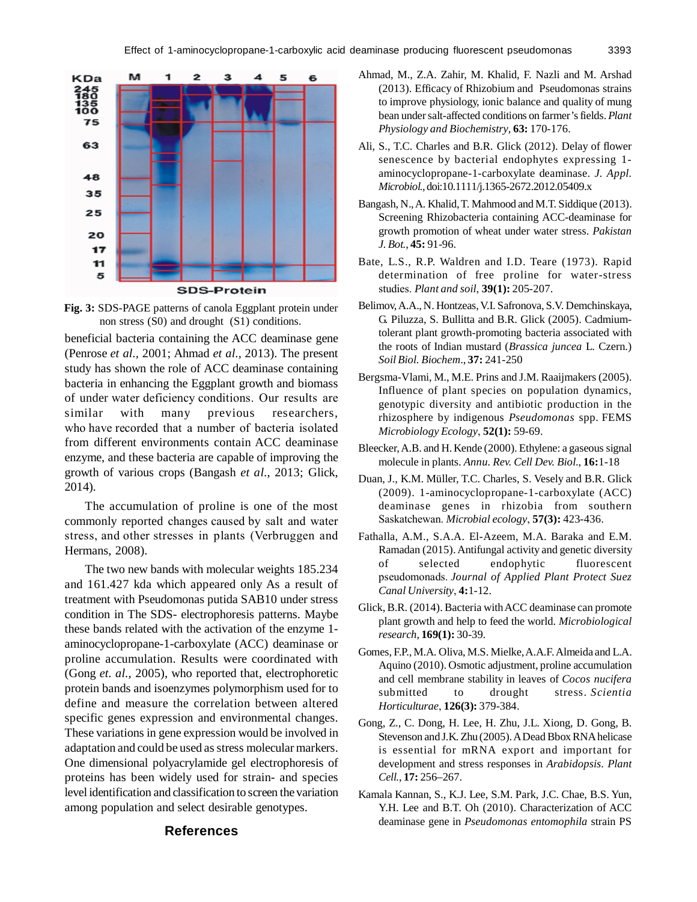**Fig. 3:** SDS-PAGE patterns of canola Eggplant protein under non stress (S0) and drought (S1) conditions.

beneficial bacteria containing the ACC deaminase gene (Penrose *et al.,* 2001; Ahmad *et al.,* 2013). The present study has shown the role of ACC deaminase containing bacteria in enhancing the Eggplant growth and biomass of under water deficiency conditions. Our results are similar with many previous researchers, who have recorded that a number of bacteria isolated from different environments contain ACC deaminase enzyme, and these bacteria are capable of improving the growth of various crops (Bangash *et al.,* 2013; Glick, 2014).

The accumulation of proline is one of the most commonly reported changes caused by salt and water stress, and other stresses in plants (Verbruggen and Hermans, 2008).

The two new bands with molecular weights 185.234 and 161.427 kda which appeared only As a result of treatment with Pseudomonas putida SAB10 under stress condition in The SDS- electrophoresis patterns. Maybe these bands related with the activation of the enzyme 1-aminocyclopropane-1-carboxylate (ACC) deaminase or proline accumulation. Results were coordinated with (Gong *et. al.,* 2005), who reported that, electrophoretic protein bands and isoenzymes polymorphism used for to define and measure the correlation between altered specific genes expression and environmental changes. These variations in gene expression would be involved in adaptation and could be used as stress molecular markers. One dimensional polyacrylamide gel electrophoresis of proteins has been widely used for strain- and species level identification and classification to screen the variation among population and select desirable genotypes.

## References

Ahmad, M., Z.A. Zahir, M. Khalid, F. Nazli and M. Arshad (2013). Efficacy of Rhizobium and Pseudomonas strains to improve physiology, ionic balance and quality of mung bean under salt-affected conditions on farmer's fields. *Plant Physiology and Biochemistry*, **63:** 170-176.

Ali, S., T.C. Charles and B.R. Glick (2012). Delay of flower senescence by bacterial endophytes expressing 1-aminocyclopropane-1-carboxylate deaminase. *J. Appl. Microbiol.*, doi:10.1111/j.1365-2672.2012.05409.x

Bangash, N., A. Khalid, T. Mahmood and M.T. Siddique (2013). Screening Rhizobacteria containing ACC-deaminase for growth promotion of wheat under water stress. *Pakistan J. Bot.*, **45:** 91-96.

Bate, L.S., R.P. Waldren and I.D. Teare (1973). Rapid determination of free proline for water-stress studies. *Plant and soil*, **39(1):** 205-207.

Belimov, A.A., N. Hontzeas, V.I. Safronova, S.V. Demchinskaya, G. Piluzza, S. Bullitta and B.R. Glick (2005). Cadmium-tolerant plant growth-promoting bacteria associated with the roots of Indian mustard (*Brassica juncea* L. Czern.) *Soil Biol. Biochem*., **37:** 241-250

Bergsma-Vlami, M., M.E. Prins and J.M. Raaijmakers (2005). Influence of plant species on population dynamics, genotypic diversity and antibiotic production in the rhizosphere by indigenous *Pseudomonas* spp. FEMS *Microbiology Ecology*, **52(1):** 59-69.

Bleecker, A.B. and H. Kende (2000). Ethylene: a gaseous signal molecule in plants. *Annu. Rev. Cell Dev. Biol*., **16:**1-18

Duan, J., K.M. Müller, T.C. Charles, S. Vesely and B.R. Glick (2009). 1-aminocyclopropane-1-carboxylate (ACC) deaminase genes in rhizobia from southern Saskatchewan. *Microbial ecology*, **57(3):** 423-436.

Fathalla, A.M., S.A.A. El-Azeem, M.A. Baraka and E.M. Ramadan (2015). Antifungal activity and genetic diversity of selected endophytic fluorescent pseudomonads. *Journal of Applied Plant Protect Suez Canal University*, **4:**1-12.

Glick, B.R. (2014). Bacteria with ACC deaminase can promote plant growth and help to feed the world. *Microbiological research*, **169(1):** 30-39.

Gomes, F.P., M.A. Oliva, M.S. Mielke, A.A.F. Almeida and L.A. Aquino (2010). Osmotic adjustment, proline accumulation and cell membrane stability in leaves of *Cocos nucifera* submitted to drought stress. *Scientia Horticulturae*, **126(3):** 379-384.

Gong, Z., C. Dong, H. Lee, H. Zhu, J.L. Xiong, D. Gong, B. Stevenson and J.K. Zhu (2005). A Dead Bbox RNA helicase is essential for mRNA export and important for development and stress responses in *Arabidopsis*. *Plant Cell.*, **17:** 256–267.

Kamala Kannan, S., K.J. Lee, S.M. Park, J.C. Chae, B.S. Yun, Y.H. Lee and B.T. Oh (2010). Characterization of ACC deaminase gene in *Pseudomonas entomophila* strain PS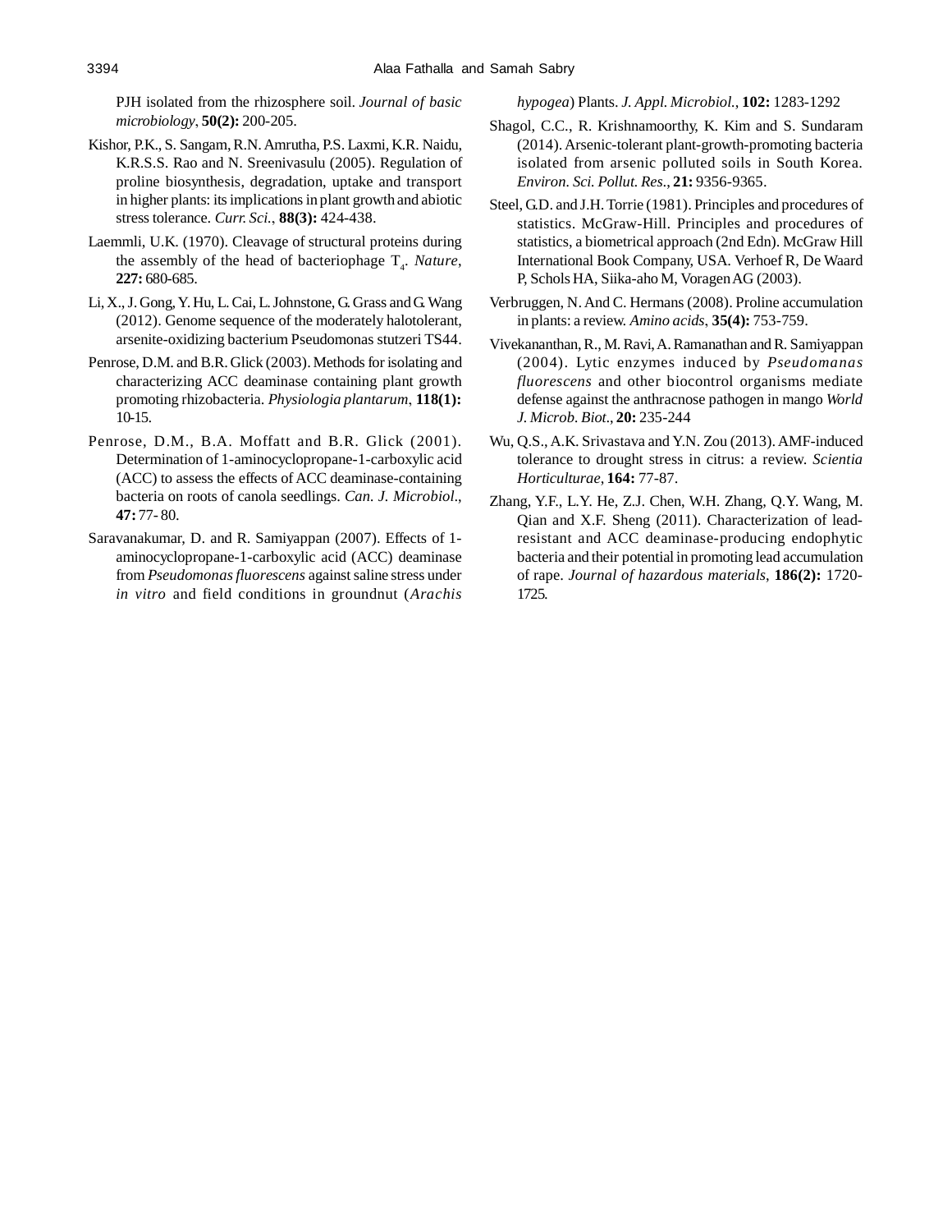PJH isolated from the rhizosphere soil. *Journal of basic microbiology*, **50(2):** 200-205.

Kishor, P.K., S. Sangam, R.N. Amrutha, P.S. Laxmi, K.R. Naidu, K.R.S.S. Rao and N. Sreenivasulu (2005). Regulation of proline biosynthesis, degradation, uptake and transport in higher plants: its implications in plant growth and abiotic stress tolerance. *Curr. Sci.*, **88(3):** 424-438.

Laemmli, U.K. (1970). Cleavage of structural proteins during the assembly of the head of bacteriophage $T_4$. *Nature*, **227:** 680-685.

Li, X., J. Gong, Y. Hu, L. Cai, L. Johnstone, G. Grass and G. Wang (2012). Genome sequence of the moderately halotolerant, arsenite-oxidizing bacterium Pseudomonas stutzeri TS44.

Penrose, D.M. and B.R. Glick (2003). Methods for isolating and characterizing ACC deaminase containing plant growth promoting rhizobacteria. *Physiologia plantarum*, **118(1):** 10-15.

Penrose, D.M., B.A. Moffatt and B.R. Glick (2001). Determination of 1-aminocyclopropane-1-carboxylic acid (ACC) to assess the effects of ACC deaminase-containing bacteria on roots of canola seedlings. *Can. J. Microbiol*., **47:** 77- 80.

Saravanakumar, D. and R. Samiyappan (2007). Effects of 1-aminocyclopropane-1-carboxylic acid (ACC) deaminase from *Pseudomonas fluorescens* against saline stress under *in vitro* and field conditions in groundnut (*Arachis hypogea*) Plants. *J. Appl. Microbiol.*, **102:** 1283-1292

Shagol, C.C., R. Krishnamoorthy, K. Kim and S. Sundaram (2014). Arsenic-tolerant plant-growth-promoting bacteria isolated from arsenic polluted soils in South Korea. *Environ. Sci. Pollut. Res*., **21:** 9356-9365.

Steel, G.D. and J.H. Torrie (1981). Principles and procedures of statistics. McGraw-Hill. Principles and procedures of statistics, a biometrical approach (2nd Edn). McGraw Hill International Book Company, USA. Verhoef R, De Waard P, Schols HA, Siika-aho M, Voragen AG (2003).

Verbruggen, N. And C. Hermans (2008). Proline accumulation in plants: a review. *Amino acids*, **35(4):** 753-759.

Vivekananthan, R., M. Ravi, A. Ramanathan and R. Samiyappan (2004). Lytic enzymes induced by *Pseudomanas fluorescens* and other biocontrol organisms mediate defense against the anthracnose pathogen in mango *World J. Microb. Biot*., **20:** 235-244

Wu, Q.S., A.K. Srivastava and Y.N. Zou (2013). AMF-induced tolerance to drought stress in citrus: a review. *Scientia Horticulturae*, **164:** 77-87.

Zhang, Y.F., L.Y. He, Z.J. Chen, W.H. Zhang, Q.Y. Wang, M. Qian and X.F. Sheng (2011). Characterization of lead-resistant and ACC deaminase-producing endophytic bacteria and their potential in promoting lead accumulation of rape. *Journal of hazardous materials*, **186(2):** 1720-1725.